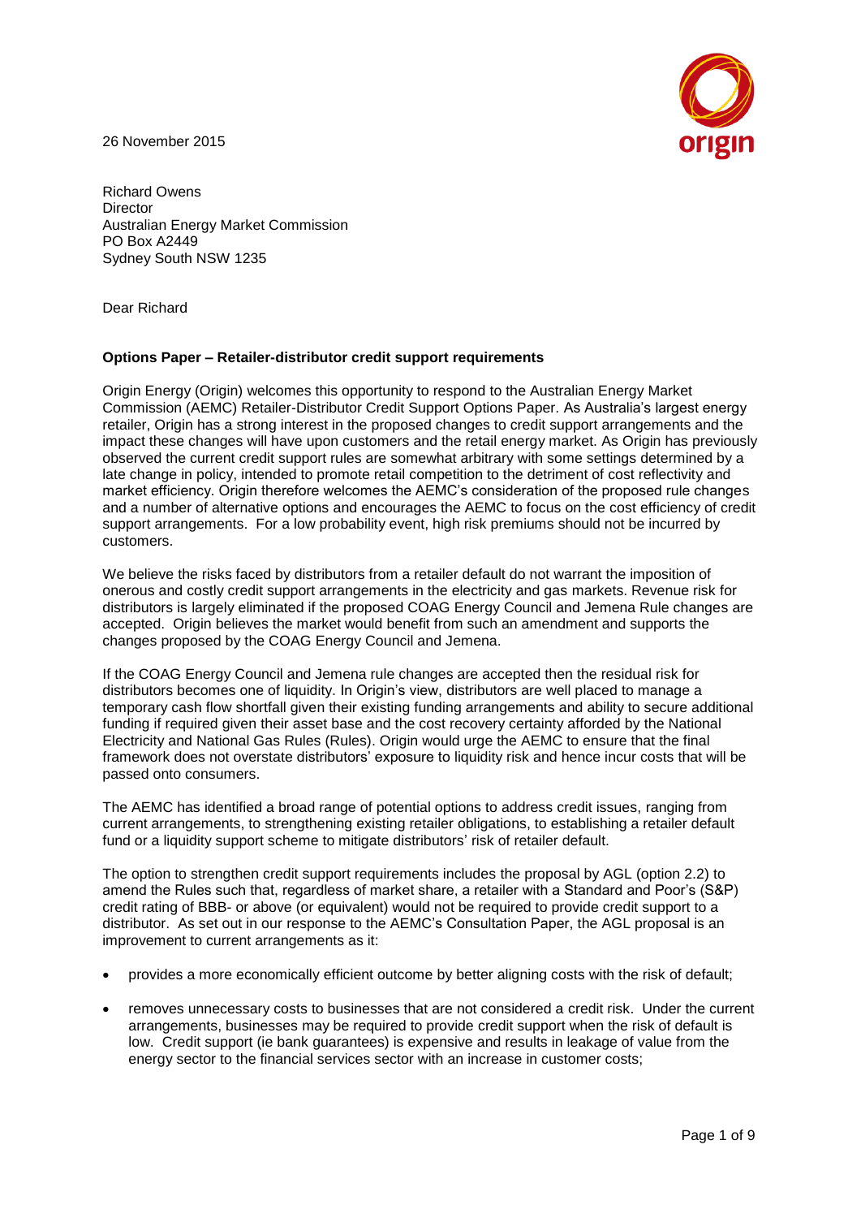26 November 2015

Richard Owens
Director
Australian Energy Market Commission
PO Box A2449
Sydney South NSW 1235

Dear Richard

**Options Paper – Retailer-distributor credit support requirements**

Origin Energy (Origin) welcomes this opportunity to respond to the Australian Energy Market Commission (AEMC) Retailer-Distributor Credit Support Options Paper. As Australia's largest energy retailer, Origin has a strong interest in the proposed changes to credit support arrangements and the impact these changes will have upon customers and the retail energy market. As Origin has previously observed the current credit support rules are somewhat arbitrary with some settings determined by a late change in policy, intended to promote retail competition to the detriment of cost reflectivity and market efficiency. Origin therefore welcomes the AEMC's consideration of the proposed rule changes and a number of alternative options and encourages the AEMC to focus on the cost efficiency of credit support arrangements. For a low probability event, high risk premiums should not be incurred by customers.

We believe the risks faced by distributors from a retailer default do not warrant the imposition of onerous and costly credit support arrangements in the electricity and gas markets. Revenue risk for distributors is largely eliminated if the proposed COAG Energy Council and Jemena Rule changes are accepted. Origin believes the market would benefit from such an amendment and supports the changes proposed by the COAG Energy Council and Jemena.

If the COAG Energy Council and Jemena rule changes are accepted then the residual risk for distributors becomes one of liquidity. In Origin's view, distributors are well placed to manage a temporary cash flow shortfall given their existing funding arrangements and ability to secure additional funding if required given their asset base and the cost recovery certainty afforded by the National Electricity and National Gas Rules (Rules). Origin would urge the AEMC to ensure that the final framework does not overstate distributors' exposure to liquidity risk and hence incur costs that will be passed onto consumers.

The AEMC has identified a broad range of potential options to address credit issues, ranging from current arrangements, to strengthening existing retailer obligations, to establishing a retailer default fund or a liquidity support scheme to mitigate distributors' risk of retailer default.

The option to strengthen credit support requirements includes the proposal by AGL (option 2.2) to amend the Rules such that, regardless of market share, a retailer with a Standard and Poor's (S&P) credit rating of BBB- or above (or equivalent) would not be required to provide credit support to a distributor. As set out in our response to the AEMC's Consultation Paper, the AGL proposal is an improvement to current arrangements as it:

- provides a more economically efficient outcome by better aligning costs with the risk of default;
- removes unnecessary costs to businesses that are not considered a credit risk. Under the current arrangements, businesses may be required to provide credit support when the risk of default is low. Credit support (ie bank guarantees) is expensive and results in leakage of value from the energy sector to the financial services sector with an increase in customer costs;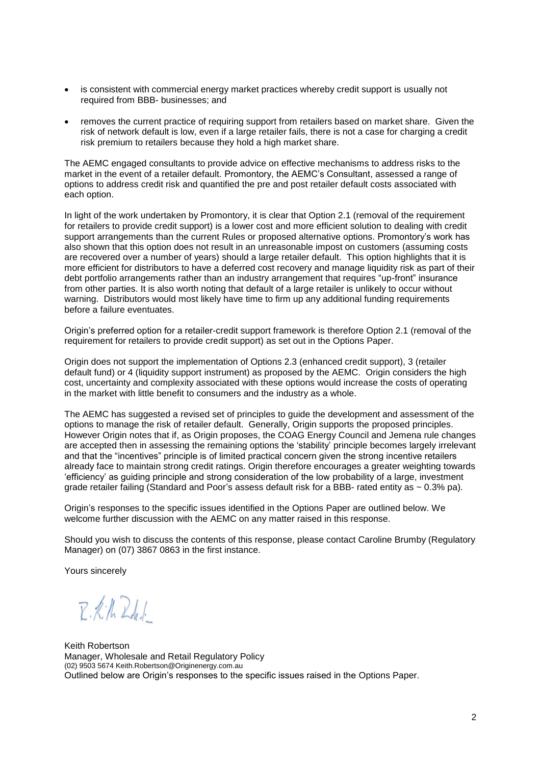- is consistent with commercial energy market practices whereby credit support is usually not required from BBB- businesses; and
- removes the current practice of requiring support from retailers based on market share. Given the risk of network default is low, even if a large retailer fails, there is not a case for charging a credit risk premium to retailers because they hold a high market share.

The AEMC engaged consultants to provide advice on effective mechanisms to address risks to the market in the event of a retailer default. Promontory, the AEMC's Consultant, assessed a range of options to address credit risk and quantified the pre and post retailer default costs associated with each option.

In light of the work undertaken by Promontory, it is clear that Option 2.1 (removal of the requirement for retailers to provide credit support) is a lower cost and more efficient solution to dealing with credit support arrangements than the current Rules or proposed alternative options. Promontory's work has also shown that this option does not result in an unreasonable impost on customers (assuming costs are recovered over a number of years) should a large retailer default. This option highlights that it is more efficient for distributors to have a deferred cost recovery and manage liquidity risk as part of their debt portfolio arrangements rather than an industry arrangement that requires "up-front" insurance from other parties. It is also worth noting that default of a large retailer is unlikely to occur without warning. Distributors would most likely have time to firm up any additional funding requirements before a failure eventuates.

Origin's preferred option for a retailer-credit support framework is therefore Option 2.1 (removal of the requirement for retailers to provide credit support) as set out in the Options Paper.

Origin does not support the implementation of Options 2.3 (enhanced credit support), 3 (retailer default fund) or 4 (liquidity support instrument) as proposed by the AEMC. Origin considers the high cost, uncertainty and complexity associated with these options would increase the costs of operating in the market with little benefit to consumers and the industry as a whole.

The AEMC has suggested a revised set of principles to guide the development and assessment of the options to manage the risk of retailer default. Generally, Origin supports the proposed principles. However Origin notes that if, as Origin proposes, the COAG Energy Council and Jemena rule changes are accepted then in assessing the remaining options the 'stability' principle becomes largely irrelevant and that the "incentives" principle is of limited practical concern given the strong incentive retailers already face to maintain strong credit ratings. Origin therefore encourages a greater weighting towards 'efficiency' as guiding principle and strong consideration of the low probability of a large, investment grade retailer failing (Standard and Poor's assess default risk for a BBB- rated entity as ~ 0.3% pa).

Origin's responses to the specific issues identified in the Options Paper are outlined below. We welcome further discussion with the AEMC on any matter raised in this response.

Should you wish to discuss the contents of this response, please contact Caroline Brumby (Regulatory Manager) on (07) 3867 0863 in the first instance.

Yours sincerely

Keith Robertson
Manager, Wholesale and Retail Regulatory Policy
(02) 9503 5674 Keith.Robertson@Originenergy.com.au

Outlined below are Origin's responses to the specific issues raised in the Options Paper.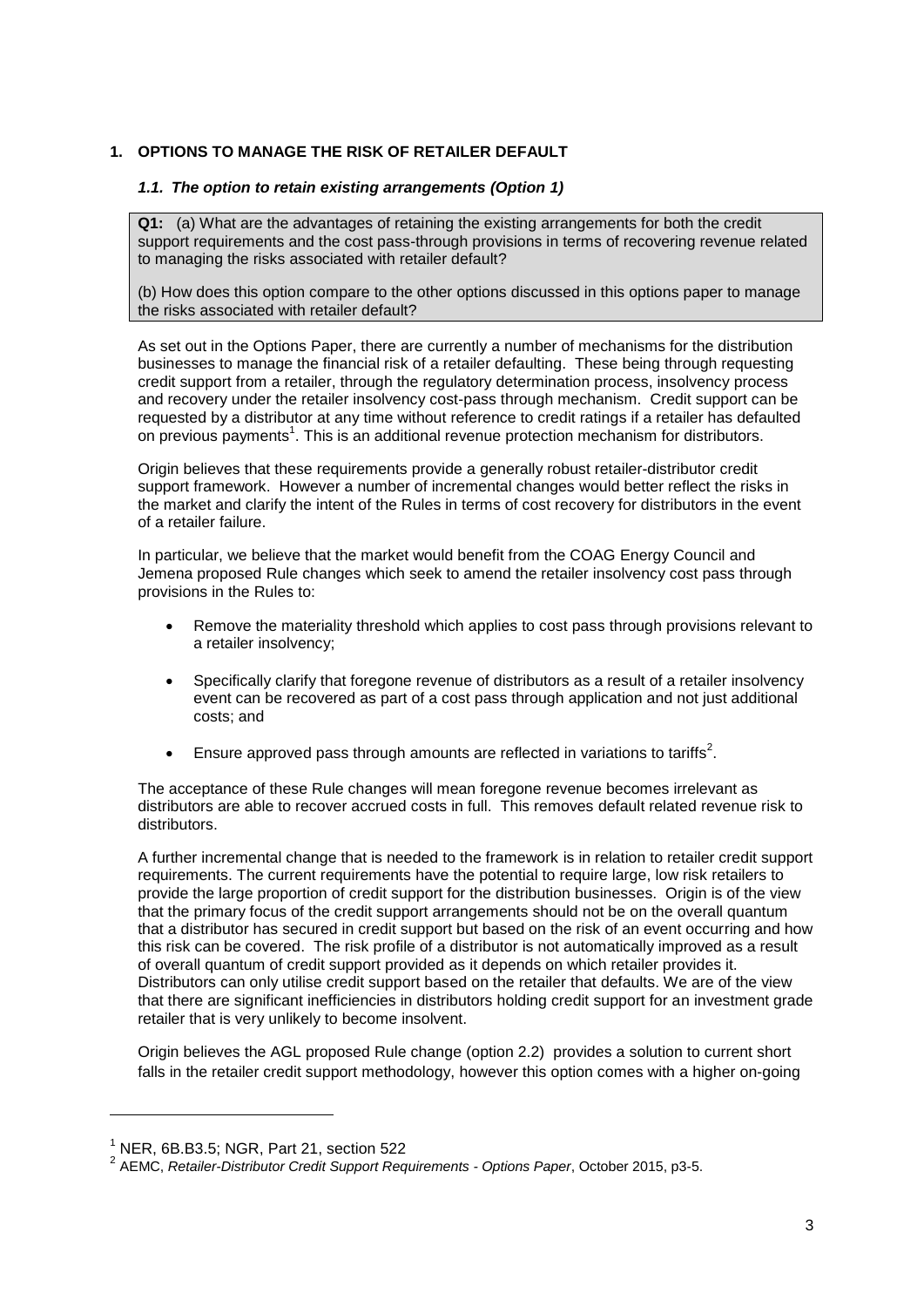## 1. OPTIONS TO MANAGE THE RISK OF RETAILER DEFAULT

### *1.1. The option to retain existing arrangements (Option 1)*

> **Q1:** (a) What are the advantages of retaining the existing arrangements for both the credit support requirements and the cost pass-through provisions in terms of recovering revenue related to managing the risks associated with retailer default?
>
> (b) How does this option compare to the other options discussed in this options paper to manage the risks associated with retailer default?

As set out in the Options Paper, there are currently a number of mechanisms for the distribution businesses to manage the financial risk of a retailer defaulting. These being through requesting credit support from a retailer, through the regulatory determination process, insolvency process and recovery under the retailer insolvency cost-pass through mechanism. Credit support can be requested by a distributor at any time without reference to credit ratings if a retailer has defaulted on previous payments[1]. This is an additional revenue protection mechanism for distributors.

Origin believes that these requirements provide a generally robust retailer-distributor credit support framework. However a number of incremental changes would better reflect the risks in the market and clarify the intent of the Rules in terms of cost recovery for distributors in the event of a retailer failure.

In particular, we believe that the market would benefit from the COAG Energy Council and Jemena proposed Rule changes which seek to amend the retailer insolvency cost pass through provisions in the Rules to:

- Remove the materiality threshold which applies to cost pass through provisions relevant to a retailer insolvency;
- Specifically clarify that foregone revenue of distributors as a result of a retailer insolvency event can be recovered as part of a cost pass through application and not just additional costs; and
- Ensure approved pass through amounts are reflected in variations to tariffs[2].

The acceptance of these Rule changes will mean foregone revenue becomes irrelevant as distributors are able to recover accrued costs in full. This removes default related revenue risk to distributors.

A further incremental change that is needed to the framework is in relation to retailer credit support requirements. The current requirements have the potential to require large, low risk retailers to provide the large proportion of credit support for the distribution businesses. Origin is of the view that the primary focus of the credit support arrangements should not be on the overall quantum that a distributor has secured in credit support but based on the risk of an event occurring and how this risk can be covered. The risk profile of a distributor is not automatically improved as a result of overall quantum of credit support provided as it depends on which retailer provides it. Distributors can only utilise credit support based on the retailer that defaults. We are of the view that there are significant inefficiencies in distributors holding credit support for an investment grade retailer that is very unlikely to become insolvent.

Origin believes the AGL proposed Rule change (option 2.2) provides a solution to current short falls in the retailer credit support methodology, however this option comes with a higher on-going

---

[1] NER, 6B.B3.5; NGR, Part 21, section 522

[2] AEMC, *Retailer-Distributor Credit Support Requirements - Options Paper*, October 2015, p3-5.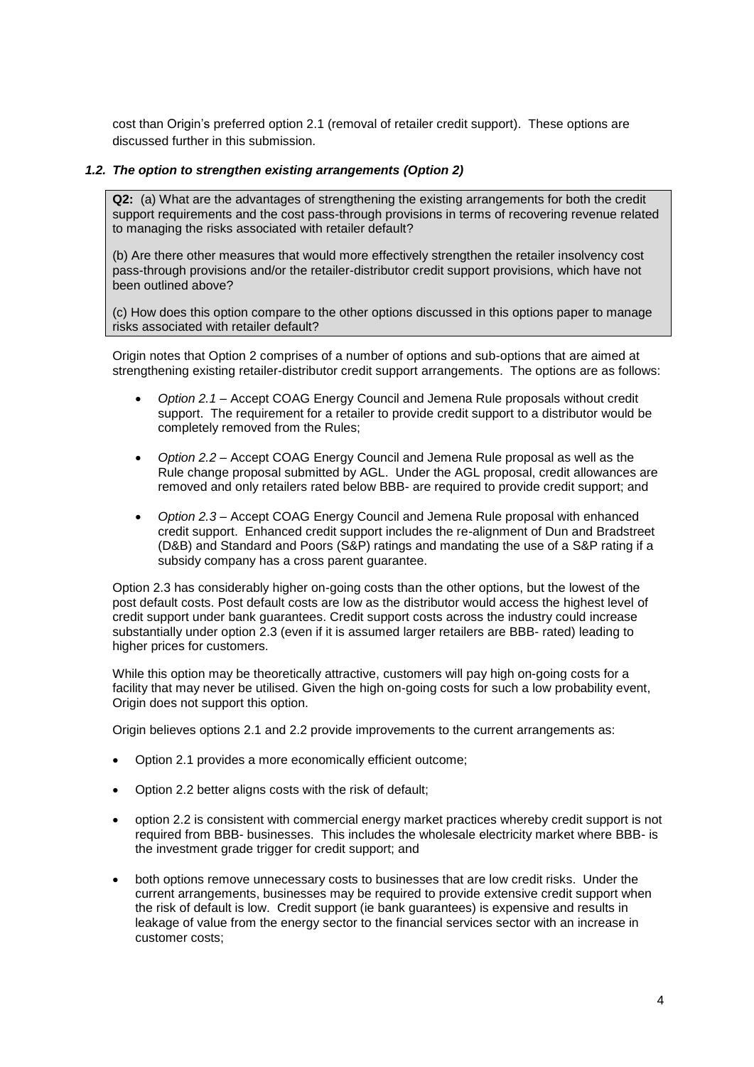cost than Origin's preferred option 2.1 (removal of retailer credit support). These options are discussed further in this submission.

### *1.2. The option to strengthen existing arrangements (Option 2)*

> **Q2:** (a) What are the advantages of strengthening the existing arrangements for both the credit support requirements and the cost pass-through provisions in terms of recovering revenue related to managing the risks associated with retailer default?
>
> (b) Are there other measures that would more effectively strengthen the retailer insolvency cost pass-through provisions and/or the retailer-distributor credit support provisions, which have not been outlined above?
>
> (c) How does this option compare to the other options discussed in this options paper to manage risks associated with retailer default?

Origin notes that Option 2 comprises of a number of options and sub-options that are aimed at strengthening existing retailer-distributor credit support arrangements. The options are as follows:

- *Option 2.1* – Accept COAG Energy Council and Jemena Rule proposals without credit support. The requirement for a retailer to provide credit support to a distributor would be completely removed from the Rules;
- *Option 2.2* – Accept COAG Energy Council and Jemena Rule proposal as well as the Rule change proposal submitted by AGL. Under the AGL proposal, credit allowances are removed and only retailers rated below BBB- are required to provide credit support; and
- *Option 2.3* – Accept COAG Energy Council and Jemena Rule proposal with enhanced credit support. Enhanced credit support includes the re-alignment of Dun and Bradstreet (D&B) and Standard and Poors (S&P) ratings and mandating the use of a S&P rating if a subsidy company has a cross parent guarantee.

Option 2.3 has considerably higher on-going costs than the other options, but the lowest of the post default costs. Post default costs are low as the distributor would access the highest level of credit support under bank guarantees. Credit support costs across the industry could increase substantially under option 2.3 (even if it is assumed larger retailers are BBB- rated) leading to higher prices for customers.

While this option may be theoretically attractive, customers will pay high on-going costs for a facility that may never be utilised. Given the high on-going costs for such a low probability event, Origin does not support this option.

Origin believes options 2.1 and 2.2 provide improvements to the current arrangements as:

- Option 2.1 provides a more economically efficient outcome;
- Option 2.2 better aligns costs with the risk of default;
- option 2.2 is consistent with commercial energy market practices whereby credit support is not required from BBB- businesses. This includes the wholesale electricity market where BBB- is the investment grade trigger for credit support; and
- both options remove unnecessary costs to businesses that are low credit risks. Under the current arrangements, businesses may be required to provide extensive credit support when the risk of default is low. Credit support (ie bank guarantees) is expensive and results in leakage of value from the energy sector to the financial services sector with an increase in customer costs;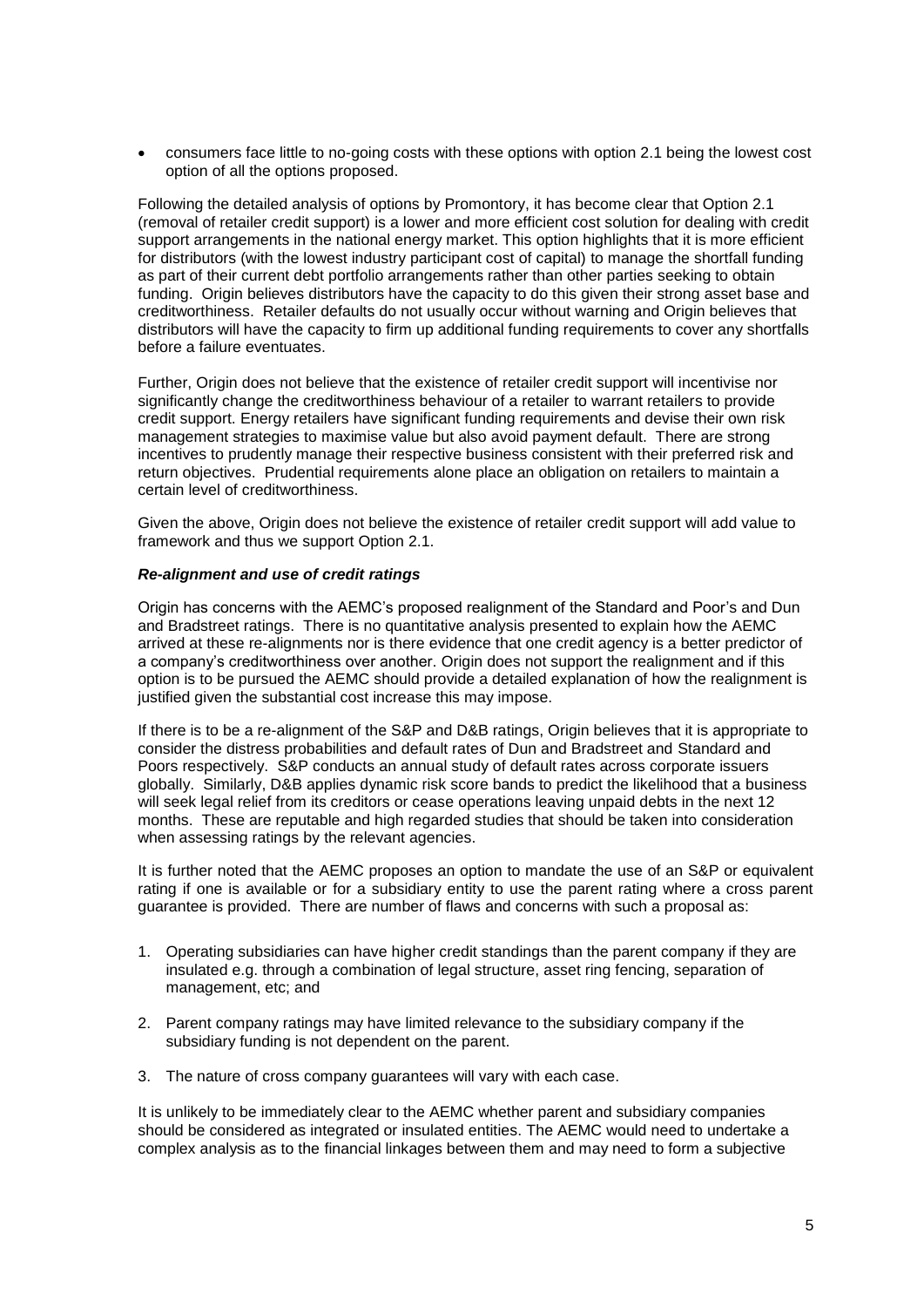- consumers face little to no-going costs with these options with option 2.1 being the lowest cost option of all the options proposed.

Following the detailed analysis of options by Promontory, it has become clear that Option 2.1 (removal of retailer credit support) is a lower and more efficient cost solution for dealing with credit support arrangements in the national energy market. This option highlights that it is more efficient for distributors (with the lowest industry participant cost of capital) to manage the shortfall funding as part of their current debt portfolio arrangements rather than other parties seeking to obtain funding. Origin believes distributors have the capacity to do this given their strong asset base and creditworthiness. Retailer defaults do not usually occur without warning and Origin believes that distributors will have the capacity to firm up additional funding requirements to cover any shortfalls before a failure eventuates.

Further, Origin does not believe that the existence of retailer credit support will incentivise nor significantly change the creditworthiness behaviour of a retailer to warrant retailers to provide credit support. Energy retailers have significant funding requirements and devise their own risk management strategies to maximise value but also avoid payment default. There are strong incentives to prudently manage their respective business consistent with their preferred risk and return objectives. Prudential requirements alone place an obligation on retailers to maintain a certain level of creditworthiness.

Given the above, Origin does not believe the existence of retailer credit support will add value to framework and thus we support Option 2.1.

***Re-alignment and use of credit ratings***

Origin has concerns with the AEMC's proposed realignment of the Standard and Poor's and Dun and Bradstreet ratings. There is no quantitative analysis presented to explain how the AEMC arrived at these re-alignments nor is there evidence that one credit agency is a better predictor of a company's creditworthiness over another. Origin does not support the realignment and if this option is to be pursued the AEMC should provide a detailed explanation of how the realignment is justified given the substantial cost increase this may impose.

If there is to be a re-alignment of the S&P and D&B ratings, Origin believes that it is appropriate to consider the distress probabilities and default rates of Dun and Bradstreet and Standard and Poors respectively. S&P conducts an annual study of default rates across corporate issuers globally. Similarly, D&B applies dynamic risk score bands to predict the likelihood that a business will seek legal relief from its creditors or cease operations leaving unpaid debts in the next 12 months. These are reputable and high regarded studies that should be taken into consideration when assessing ratings by the relevant agencies.

It is further noted that the AEMC proposes an option to mandate the use of an S&P or equivalent rating if one is available or for a subsidiary entity to use the parent rating where a cross parent guarantee is provided. There are number of flaws and concerns with such a proposal as:

1. Operating subsidiaries can have higher credit standings than the parent company if they are insulated e.g. through a combination of legal structure, asset ring fencing, separation of management, etc; and

2. Parent company ratings may have limited relevance to the subsidiary company if the subsidiary funding is not dependent on the parent.

3. The nature of cross company guarantees will vary with each case.

It is unlikely to be immediately clear to the AEMC whether parent and subsidiary companies should be considered as integrated or insulated entities. The AEMC would need to undertake a complex analysis as to the financial linkages between them and may need to form a subjective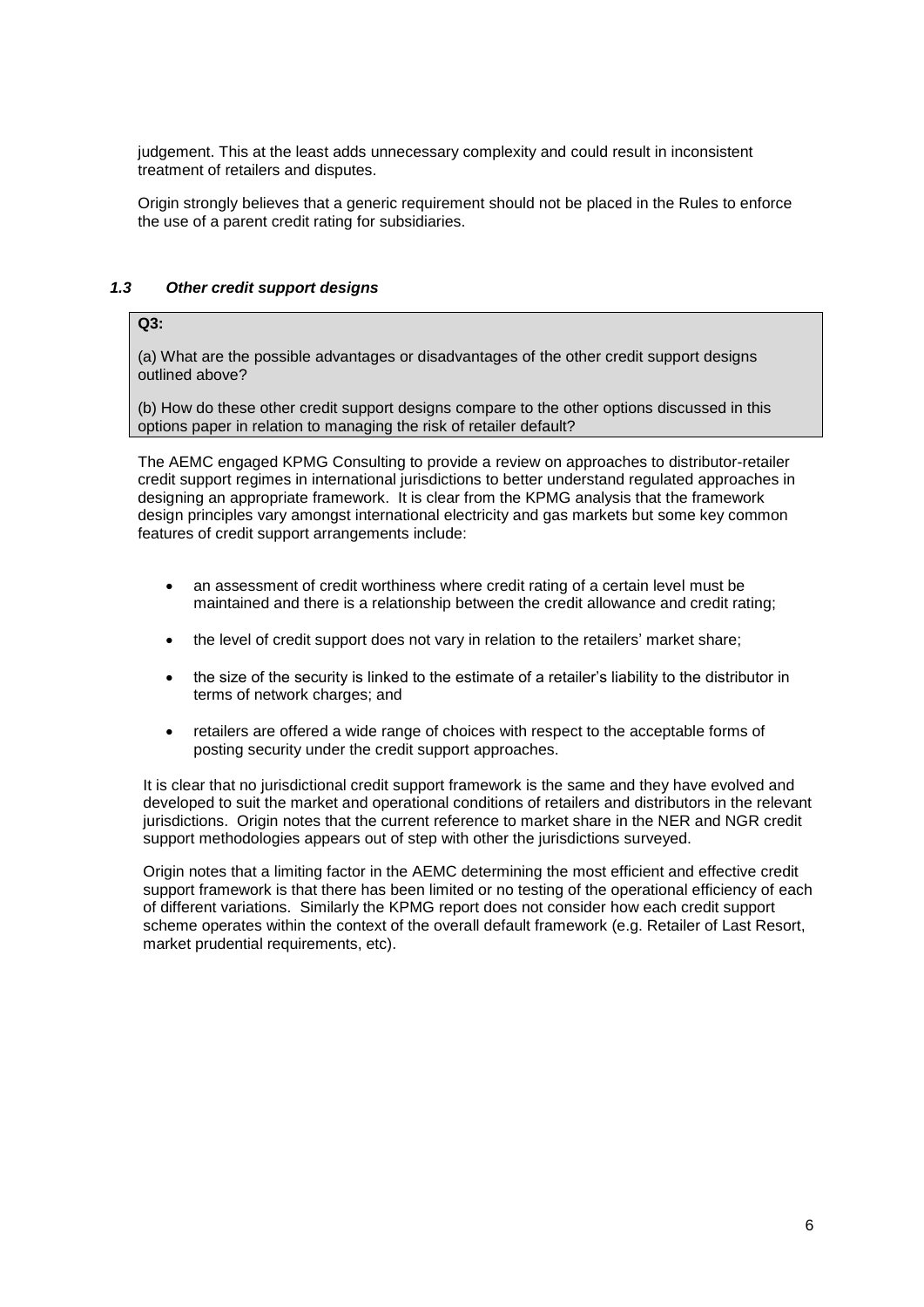judgement. This at the least adds unnecessary complexity and could result in inconsistent treatment of retailers and disputes.

Origin strongly believes that a generic requirement should not be placed in the Rules to enforce the use of a parent credit rating for subsidiaries.

### *1.3 Other credit support designs*

**Q3:**

(a) What are the possible advantages or disadvantages of the other credit support designs outlined above?

(b) How do these other credit support designs compare to the other options discussed in this options paper in relation to managing the risk of retailer default?

The AEMC engaged KPMG Consulting to provide a review on approaches to distributor-retailer credit support regimes in international jurisdictions to better understand regulated approaches in designing an appropriate framework. It is clear from the KPMG analysis that the framework design principles vary amongst international electricity and gas markets but some key common features of credit support arrangements include:

- an assessment of credit worthiness where credit rating of a certain level must be maintained and there is a relationship between the credit allowance and credit rating;
- the level of credit support does not vary in relation to the retailers' market share;
- the size of the security is linked to the estimate of a retailer's liability to the distributor in terms of network charges; and
- retailers are offered a wide range of choices with respect to the acceptable forms of posting security under the credit support approaches.

It is clear that no jurisdictional credit support framework is the same and they have evolved and developed to suit the market and operational conditions of retailers and distributors in the relevant jurisdictions. Origin notes that the current reference to market share in the NER and NGR credit support methodologies appears out of step with other the jurisdictions surveyed.

Origin notes that a limiting factor in the AEMC determining the most efficient and effective credit support framework is that there has been limited or no testing of the operational efficiency of each of different variations. Similarly the KPMG report does not consider how each credit support scheme operates within the context of the overall default framework (e.g. Retailer of Last Resort, market prudential requirements, etc).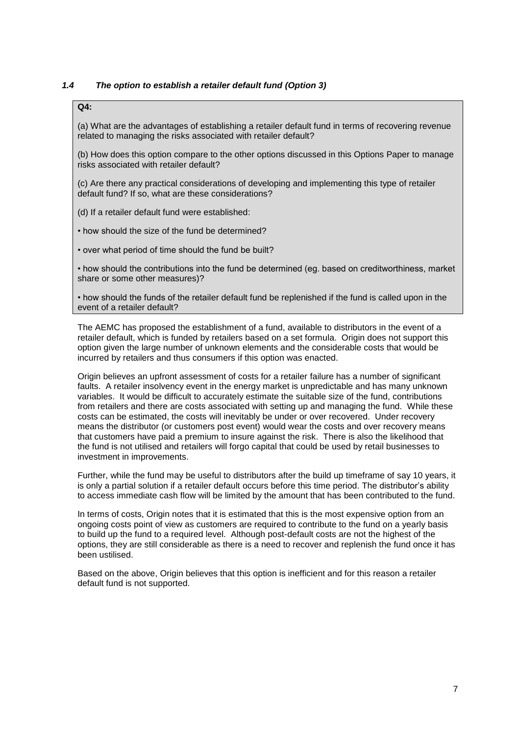### *1.4 The option to establish a retailer default fund (Option 3)*

**Q4:**

(a) What are the advantages of establishing a retailer default fund in terms of recovering revenue related to managing the risks associated with retailer default?

(b) How does this option compare to the other options discussed in this Options Paper to manage risks associated with retailer default?

(c) Are there any practical considerations of developing and implementing this type of retailer default fund? If so, what are these considerations?

(d) If a retailer default fund were established:

• how should the size of the fund be determined?

• over what period of time should the fund be built?

• how should the contributions into the fund be determined (eg. based on creditworthiness, market share or some other measures)?

• how should the funds of the retailer default fund be replenished if the fund is called upon in the event of a retailer default?

The AEMC has proposed the establishment of a fund, available to distributors in the event of a retailer default, which is funded by retailers based on a set formula. Origin does not support this option given the large number of unknown elements and the considerable costs that would be incurred by retailers and thus consumers if this option was enacted.

Origin believes an upfront assessment of costs for a retailer failure has a number of significant faults. A retailer insolvency event in the energy market is unpredictable and has many unknown variables. It would be difficult to accurately estimate the suitable size of the fund, contributions from retailers and there are costs associated with setting up and managing the fund. While these costs can be estimated, the costs will inevitably be under or over recovered. Under recovery means the distributor (or customers post event) would wear the costs and over recovery means that customers have paid a premium to insure against the risk. There is also the likelihood that the fund is not utilised and retailers will forgo capital that could be used by retail businesses to investment in improvements.

Further, while the fund may be useful to distributors after the build up timeframe of say 10 years, it is only a partial solution if a retailer default occurs before this time period. The distributor's ability to access immediate cash flow will be limited by the amount that has been contributed to the fund.

In terms of costs, Origin notes that it is estimated that this is the most expensive option from an ongoing costs point of view as customers are required to contribute to the fund on a yearly basis to build up the fund to a required level. Although post-default costs are not the highest of the options, they are still considerable as there is a need to recover and replenish the fund once it has been ustilised.

Based on the above, Origin believes that this option is inefficient and for this reason a retailer default fund is not supported.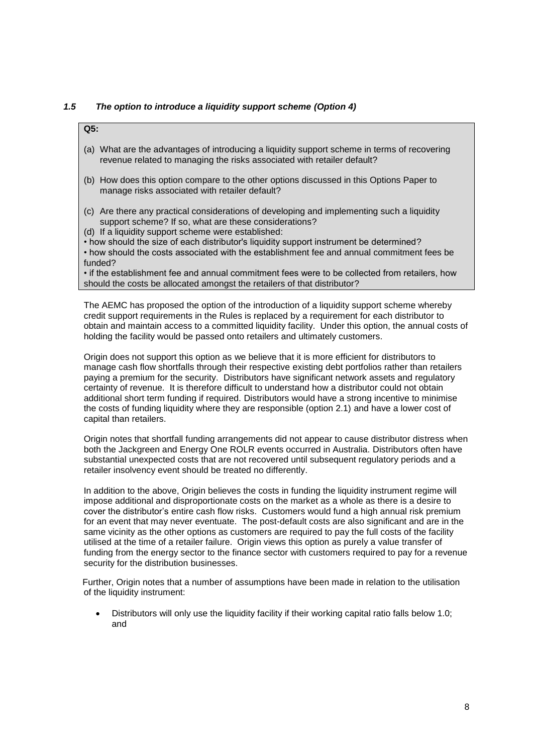### *1.5 The option to introduce a liquidity support scheme (Option 4)*

**Q5:**

(a) What are the advantages of introducing a liquidity support scheme in terms of recovering revenue related to managing the risks associated with retailer default?

(b) How does this option compare to the other options discussed in this Options Paper to manage risks associated with retailer default?

(c) Are there any practical considerations of developing and implementing such a liquidity support scheme? If so, what are these considerations?

(d) If a liquidity support scheme were established:

• how should the size of each distributor's liquidity support instrument be determined?

• how should the costs associated with the establishment fee and annual commitment fees be funded?

• if the establishment fee and annual commitment fees were to be collected from retailers, how should the costs be allocated amongst the retailers of that distributor?

The AEMC has proposed the option of the introduction of a liquidity support scheme whereby credit support requirements in the Rules is replaced by a requirement for each distributor to obtain and maintain access to a committed liquidity facility. Under this option, the annual costs of holding the facility would be passed onto retailers and ultimately customers.

Origin does not support this option as we believe that it is more efficient for distributors to manage cash flow shortfalls through their respective existing debt portfolios rather than retailers paying a premium for the security. Distributors have significant network assets and regulatory certainty of revenue. It is therefore difficult to understand how a distributor could not obtain additional short term funding if required. Distributors would have a strong incentive to minimise the costs of funding liquidity where they are responsible (option 2.1) and have a lower cost of capital than retailers.

Origin notes that shortfall funding arrangements did not appear to cause distributor distress when both the Jackgreen and Energy One ROLR events occurred in Australia. Distributors often have substantial unexpected costs that are not recovered until subsequent regulatory periods and a retailer insolvency event should be treated no differently.

In addition to the above, Origin believes the costs in funding the liquidity instrument regime will impose additional and disproportionate costs on the market as a whole as there is a desire to cover the distributor's entire cash flow risks. Customers would fund a high annual risk premium for an event that may never eventuate. The post-default costs are also significant and are in the same vicinity as the other options as customers are required to pay the full costs of the facility utilised at the time of a retailer failure. Origin views this option as purely a value transfer of funding from the energy sector to the finance sector with customers required to pay for a revenue security for the distribution businesses.

Further, Origin notes that a number of assumptions have been made in relation to the utilisation of the liquidity instrument:

- Distributors will only use the liquidity facility if their working capital ratio falls below 1.0; and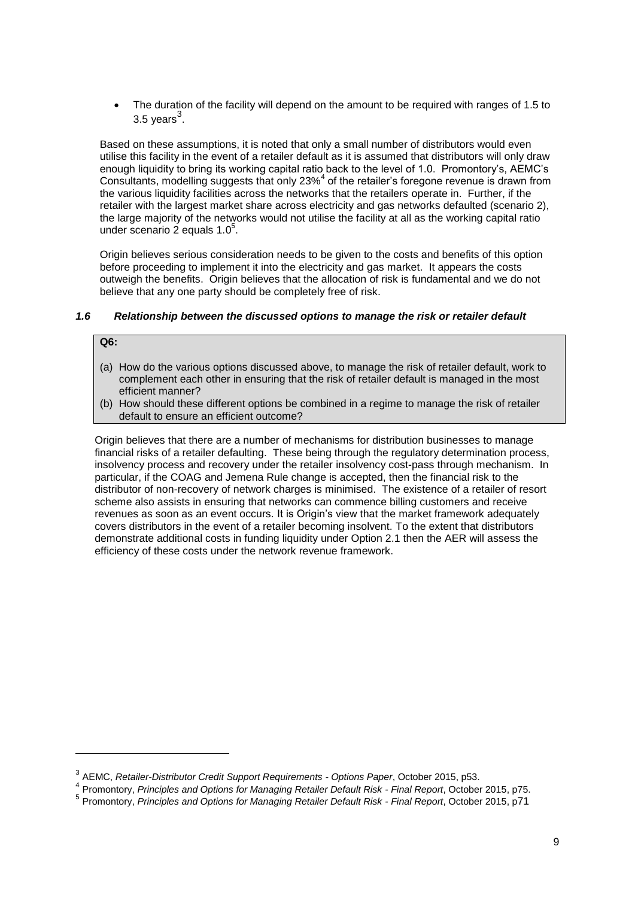- The duration of the facility will depend on the amount to be required with ranges of 1.5 to 3.5 years[3].

Based on these assumptions, it is noted that only a small number of distributors would even utilise this facility in the event of a retailer default as it is assumed that distributors will only draw enough liquidity to bring its working capital ratio back to the level of 1.0. Promontory's, AEMC's Consultants, modelling suggests that only 23%[4] of the retailer's foregone revenue is drawn from the various liquidity facilities across the networks that the retailers operate in. Further, if the retailer with the largest market share across electricity and gas networks defaulted (scenario 2), the large majority of the networks would not utilise the facility at all as the working capital ratio under scenario 2 equals 1.0[5].

Origin believes serious consideration needs to be given to the costs and benefits of this option before proceeding to implement it into the electricity and gas market. It appears the costs outweigh the benefits. Origin believes that the allocation of risk is fundamental and we do not believe that any one party should be completely free of risk.

### *1.6 Relationship between the discussed options to manage the risk or retailer default*

**Q6:**

(a) How do the various options discussed above, to manage the risk of retailer default, work to complement each other in ensuring that the risk of retailer default is managed in the most efficient manner?

(b) How should these different options be combined in a regime to manage the risk of retailer default to ensure an efficient outcome?

Origin believes that there are a number of mechanisms for distribution businesses to manage financial risks of a retailer defaulting. These being through the regulatory determination process, insolvency process and recovery under the retailer insolvency cost-pass through mechanism. In particular, if the COAG and Jemena Rule change is accepted, then the financial risk to the distributor of non-recovery of network charges is minimised. The existence of a retailer of resort scheme also assists in ensuring that networks can commence billing customers and receive revenues as soon as an event occurs. It is Origin's view that the market framework adequately covers distributors in the event of a retailer becoming insolvent. To the extent that distributors demonstrate additional costs in funding liquidity under Option 2.1 then the AER will assess the efficiency of these costs under the network revenue framework.

---

[3] AEMC, *Retailer-Distributor Credit Support Requirements - Options Paper*, October 2015, p53.

[4] Promontory, *Principles and Options for Managing Retailer Default Risk - Final Report*, October 2015, p75.

[5] Promontory, *Principles and Options for Managing Retailer Default Risk - Final Report*, October 2015, p71